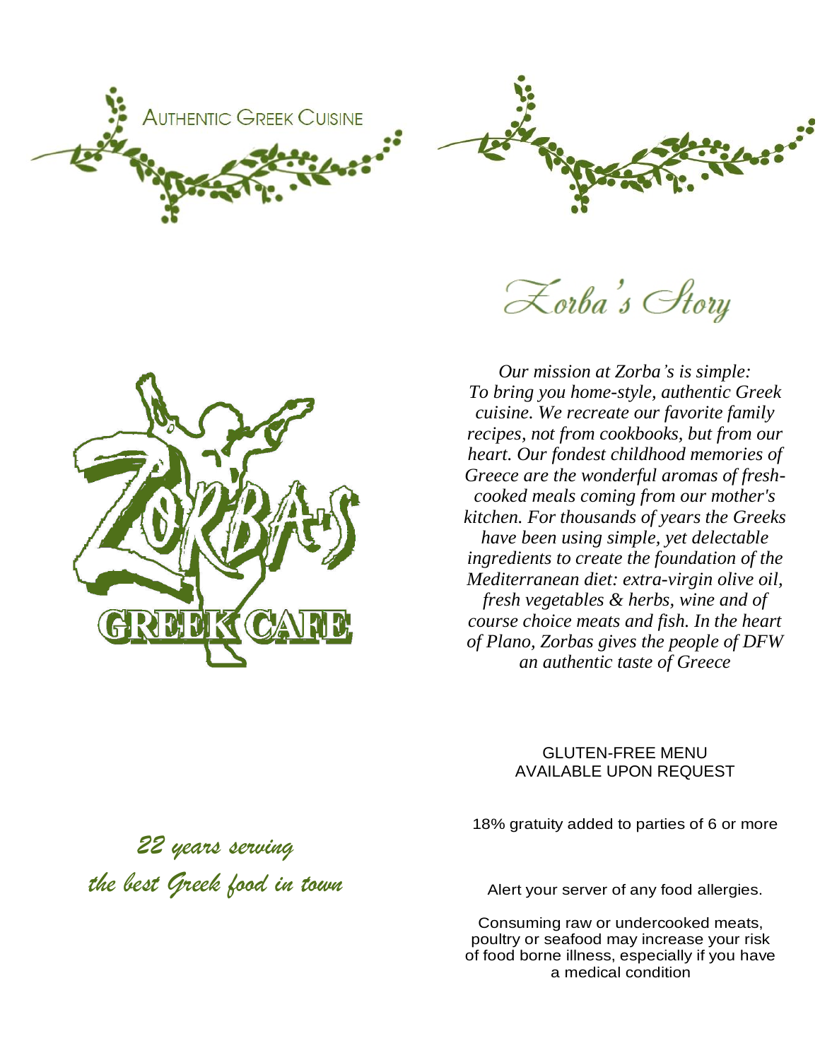AUTHENTIC GREEK CUISINE

ZORBA'S GREEK CAFE

*22 years serving the best Greek food in town*

# Zorba's Story

*Our mission at Zorba's is simple: To bring you home-style, authentic Greek cuisine. We recreate our favorite family recipes, not from cookbooks, but from our heart. Our fondest childhood memories of Greece are the wonderful aromas of fresh-cooked meals coming from our mother's kitchen. For thousands of years the Greeks have been using simple, yet delectable ingredients to create the foundation of the Mediterranean diet: extra-virgin olive oil, fresh vegetables & herbs, wine and of course choice meats and fish. In the heart of Plano, Zorbas gives the people of DFW an authentic taste of Greece*

GLUTEN-FREE MENU AVAILABLE UPON REQUEST

18% gratuity added to parties of 6 or more

Alert your server of any food allergies.

Consuming raw or undercooked meats, poultry or seafood may increase your risk of food borne illness, especially if you have a medical condition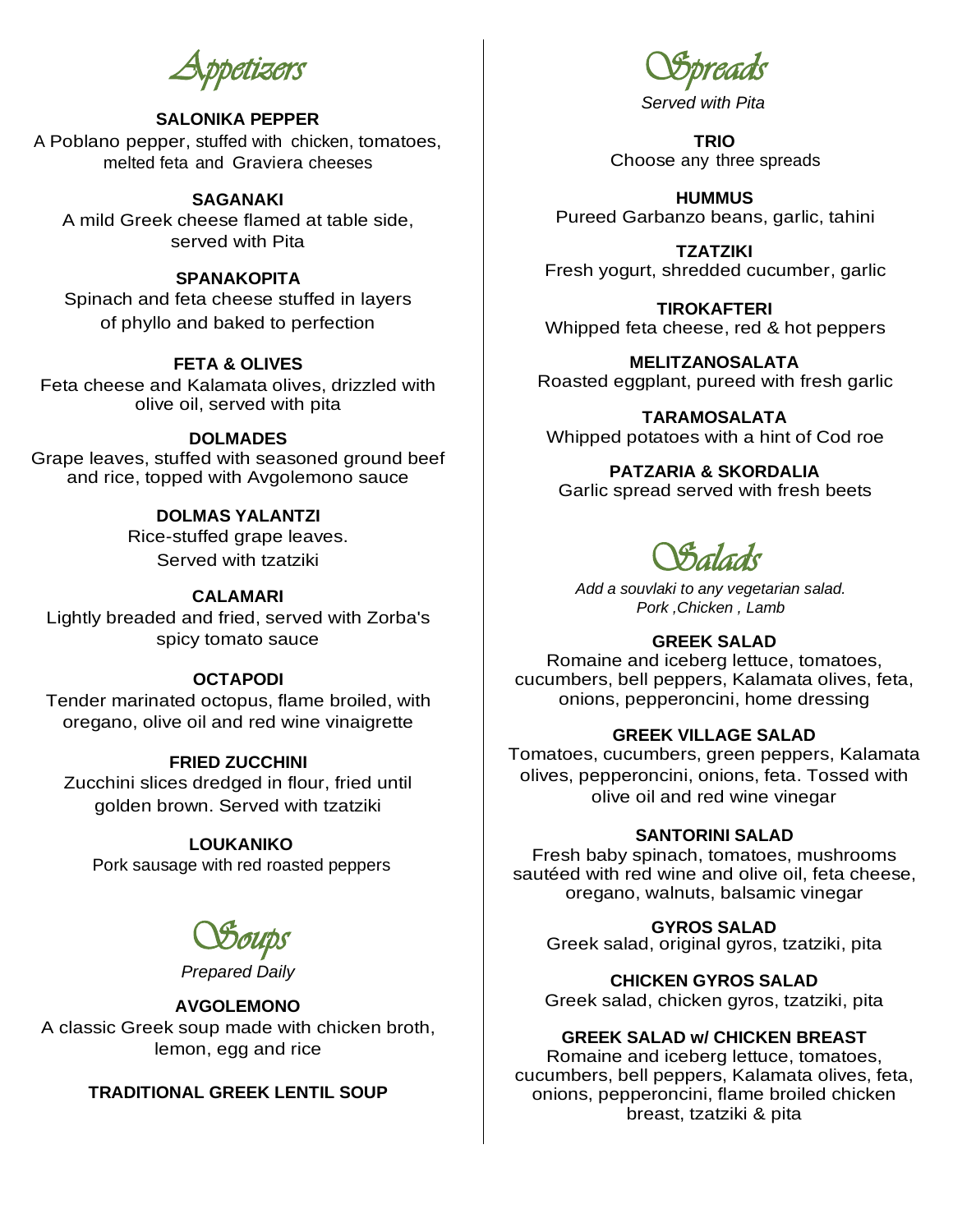## Appetizers

**SALONIKA PEPPER**
A Poblano pepper, stuffed with chicken, tomatoes, melted feta and Graviera cheeses

**SAGANAKI**
A mild Greek cheese flamed at table side, served with Pita

**SPANAKOPITA**
Spinach and feta cheese stuffed in layers of phyllo and baked to perfection

**FETA & OLIVES**
Feta cheese and Kalamata olives, drizzled with olive oil, served with pita

**DOLMADES**
Grape leaves, stuffed with seasoned ground beef and rice, topped with Avgolemono sauce

**DOLMAS YALANTZI**
Rice-stuffed grape leaves. Served with tzatziki

**CALAMARI**
Lightly breaded and fried, served with Zorba's spicy tomato sauce

**OCTAPODI**
Tender marinated octopus, flame broiled, with oregano, olive oil and red wine vinaigrette

**FRIED ZUCCHINI**
Zucchini slices dredged in flour, fried until golden brown. Served with tzatziki

**LOUKANIKO**
Pork sausage with red roasted peppers

## Soups

*Prepared Daily*

**AVGOLEMONO**
A classic Greek soup made with chicken broth, lemon, egg and rice

**TRADITIONAL GREEK LENTIL SOUP**

## Spreads

*Served with Pita*

**TRIO**
Choose any three spreads

**HUMMUS**
Pureed Garbanzo beans, garlic, tahini

**TZATZIKI**
Fresh yogurt, shredded cucumber, garlic

**TIROKAFTERI**
Whipped feta cheese, red & hot peppers

**MELITZANOSALATA**
Roasted eggplant, pureed with fresh garlic

**TARAMOSALATA**
Whipped potatoes with a hint of Cod roe

**PATZARIA & SKORDALIA**
Garlic spread served with fresh beets

## Salads

*Add a souvlaki to any vegetarian salad.*
*Pork ,Chicken , Lamb*

**GREEK SALAD**
Romaine and iceberg lettuce, tomatoes, cucumbers, bell peppers, Kalamata olives, feta, onions, pepperoncini, home dressing

**GREEK VILLAGE SALAD**
Tomatoes, cucumbers, green peppers, Kalamata olives, pepperoncini, onions, feta. Tossed with olive oil and red wine vinegar

**SANTORINI SALAD**
Fresh baby spinach, tomatoes, mushrooms sautéed with red wine and olive oil, feta cheese, oregano, walnuts, balsamic vinegar

**GYROS SALAD**
Greek salad, original gyros, tzatziki, pita

**CHICKEN GYROS SALAD**
Greek salad, chicken gyros, tzatziki, pita

**GREEK SALAD w/ CHICKEN BREAST**
Romaine and iceberg lettuce, tomatoes, cucumbers, bell peppers, Kalamata olives, feta, onions, pepperoncini, flame broiled chicken breast, tzatziki & pita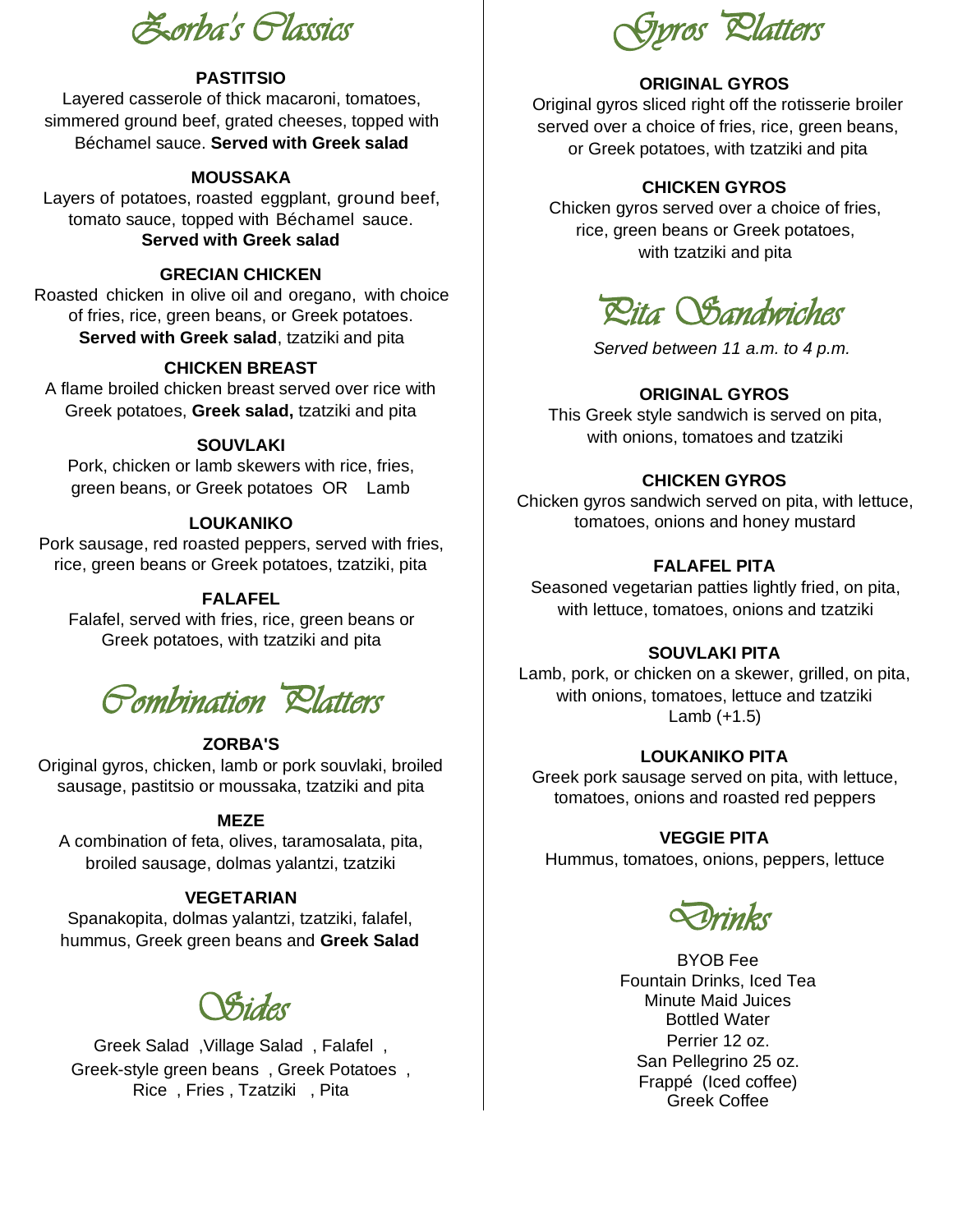## Zorba's Classics

### PASTITSIO

Layered casserole of thick macaroni, tomatoes, simmered ground beef, grated cheeses, topped with Béchamel sauce. **Served with Greek salad**

### MOUSSAKA

Layers of potatoes, roasted eggplant, ground beef, tomato sauce, topped with Béchamel sauce.
**Served with Greek salad**

### GRECIAN CHICKEN

Roasted chicken in olive oil and oregano, with choice of fries, rice, green beans, or Greek potatoes.
**Served with Greek salad**, tzatziki and pita

### CHICKEN BREAST

A flame broiled chicken breast served over rice with Greek potatoes, **Greek salad,** tzatziki and pita

### SOUVLAKI

Pork, chicken or lamb skewers with rice, fries, green beans, or Greek potatoes OR Lamb

### LOUKANIKO

Pork sausage, red roasted peppers, served with fries, rice, green beans or Greek potatoes, tzatziki, pita

### FALAFEL

Falafel, served with fries, rice, green beans or Greek potatoes, with tzatziki and pita

## Combination Platters

### ZORBA'S

Original gyros, chicken, lamb or pork souvlaki, broiled sausage, pastitsio or moussaka, tzatziki and pita

### MEZE

A combination of feta, olives, taramosalata, pita, broiled sausage, dolmas yalantzi, tzatziki

### VEGETARIAN

Spanakopita, dolmas yalantzi, tzatziki, falafel, hummus, Greek green beans and **Greek Salad**

## Sides

Greek Salad ,Village Salad , Falafel ,
Greek-style green beans , Greek Potatoes ,
Rice , Fries , Tzatziki , Pita

## Gyros Platters

### ORIGINAL GYROS

Original gyros sliced right off the rotisserie broiler served over a choice of fries, rice, green beans, or Greek potatoes, with tzatziki and pita

### CHICKEN GYROS

Chicken gyros served over a choice of fries, rice, green beans or Greek potatoes, with tzatziki and pita

## Pita Sandwiches

*Served between 11 a.m. to 4 p.m.*

### ORIGINAL GYROS

This Greek style sandwich is served on pita, with onions, tomatoes and tzatziki

### CHICKEN GYROS

Chicken gyros sandwich served on pita, with lettuce, tomatoes, onions and honey mustard

### FALAFEL PITA

Seasoned vegetarian patties lightly fried, on pita, with lettuce, tomatoes, onions and tzatziki

### SOUVLAKI PITA

Lamb, pork, or chicken on a skewer, grilled, on pita, with onions, tomatoes, lettuce and tzatziki
Lamb (+1.5)

### LOUKANIKO PITA

Greek pork sausage served on pita, with lettuce, tomatoes, onions and roasted red peppers

### VEGGIE PITA

Hummus, tomatoes, onions, peppers, lettuce

## Drinks

BYOB Fee
Fountain Drinks, Iced Tea
Minute Maid Juices
Bottled Water
Perrier 12 oz.
San Pellegrino 25 oz.
Frappé (Iced coffee)
Greek Coffee